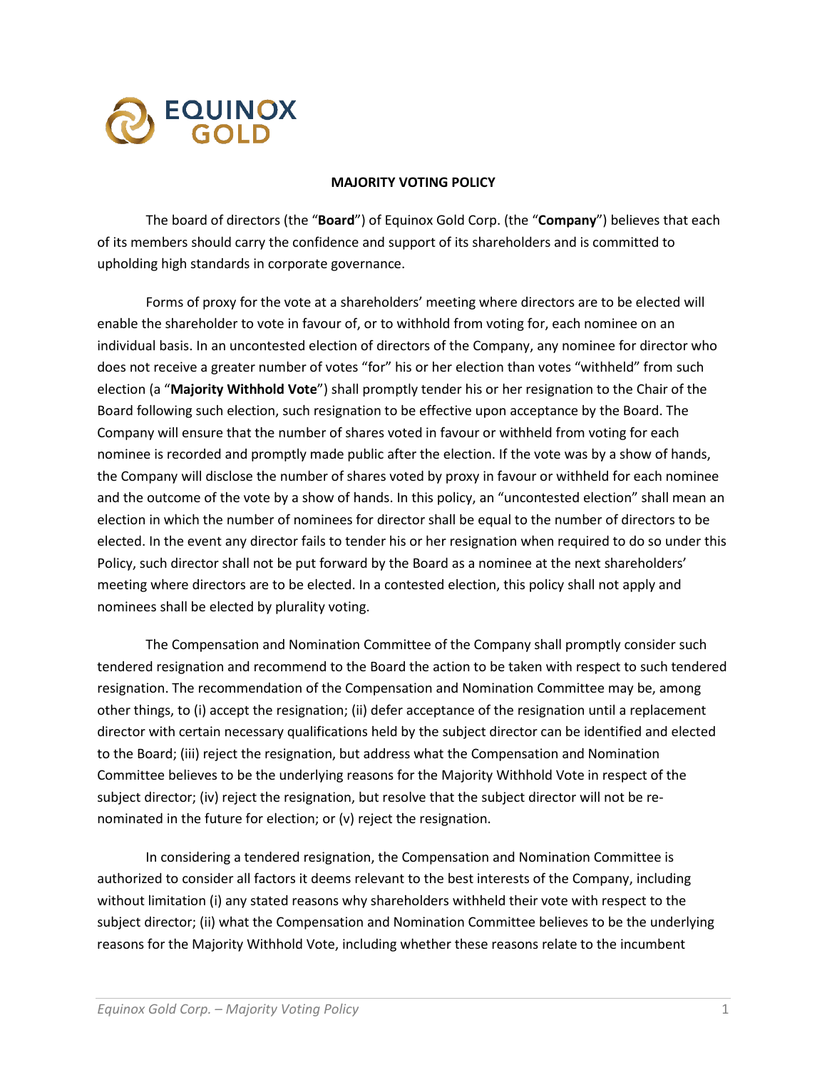EQUINOX GOLD

**MAJORITY VOTING POLICY**

The board of directors (the "**Board**") of Equinox Gold Corp. (the "**Company**") believes that each of its members should carry the confidence and support of its shareholders and is committed to upholding high standards in corporate governance.

Forms of proxy for the vote at a shareholders' meeting where directors are to be elected will enable the shareholder to vote in favour of, or to withhold from voting for, each nominee on an individual basis. In an uncontested election of directors of the Company, any nominee for director who does not receive a greater number of votes "for" his or her election than votes "withheld" from such election (a "**Majority Withhold Vote**") shall promptly tender his or her resignation to the Chair of the Board following such election, such resignation to be effective upon acceptance by the Board. The Company will ensure that the number of shares voted in favour or withheld from voting for each nominee is recorded and promptly made public after the election. If the vote was by a show of hands, the Company will disclose the number of shares voted by proxy in favour or withheld for each nominee and the outcome of the vote by a show of hands. In this policy, an "uncontested election" shall mean an election in which the number of nominees for director shall be equal to the number of directors to be elected. In the event any director fails to tender his or her resignation when required to do so under this Policy, such director shall not be put forward by the Board as a nominee at the next shareholders' meeting where directors are to be elected. In a contested election, this policy shall not apply and nominees shall be elected by plurality voting.

The Compensation and Nomination Committee of the Company shall promptly consider such tendered resignation and recommend to the Board the action to be taken with respect to such tendered resignation. The recommendation of the Compensation and Nomination Committee may be, among other things, to (i) accept the resignation; (ii) defer acceptance of the resignation until a replacement director with certain necessary qualifications held by the subject director can be identified and elected to the Board; (iii) reject the resignation, but address what the Compensation and Nomination Committee believes to be the underlying reasons for the Majority Withhold Vote in respect of the subject director; (iv) reject the resignation, but resolve that the subject director will not be re-nominated in the future for election; or (v) reject the resignation.

In considering a tendered resignation, the Compensation and Nomination Committee is authorized to consider all factors it deems relevant to the best interests of the Company, including without limitation (i) any stated reasons why shareholders withheld their vote with respect to the subject director; (ii) what the Compensation and Nomination Committee believes to be the underlying reasons for the Majority Withhold Vote, including whether these reasons relate to the incumbent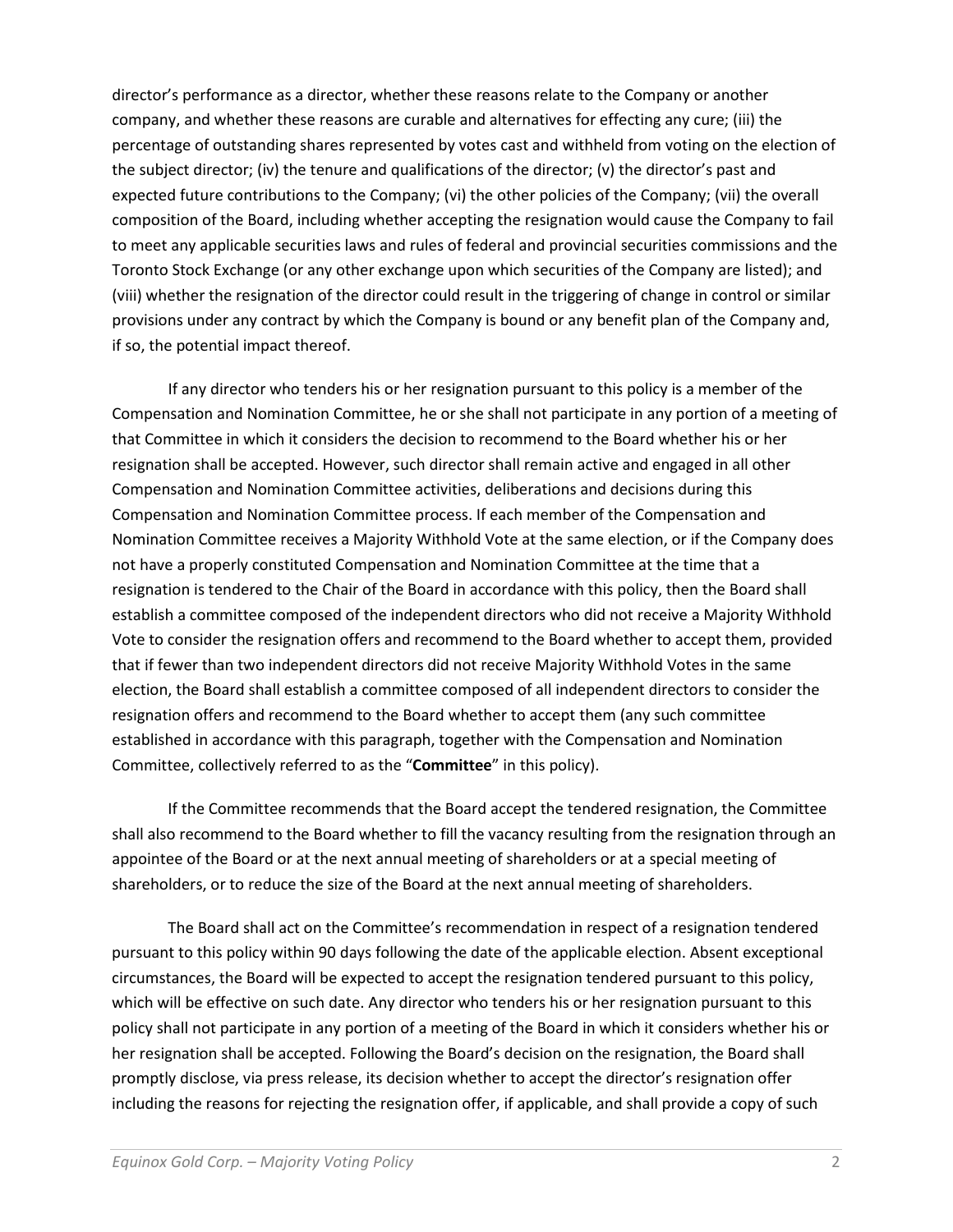director's performance as a director, whether these reasons relate to the Company or another company, and whether these reasons are curable and alternatives for effecting any cure; (iii) the percentage of outstanding shares represented by votes cast and withheld from voting on the election of the subject director; (iv) the tenure and qualifications of the director; (v) the director's past and expected future contributions to the Company; (vi) the other policies of the Company; (vii) the overall composition of the Board, including whether accepting the resignation would cause the Company to fail to meet any applicable securities laws and rules of federal and provincial securities commissions and the Toronto Stock Exchange (or any other exchange upon which securities of the Company are listed); and (viii) whether the resignation of the director could result in the triggering of change in control or similar provisions under any contract by which the Company is bound or any benefit plan of the Company and, if so, the potential impact thereof.

If any director who tenders his or her resignation pursuant to this policy is a member of the Compensation and Nomination Committee, he or she shall not participate in any portion of a meeting of that Committee in which it considers the decision to recommend to the Board whether his or her resignation shall be accepted. However, such director shall remain active and engaged in all other Compensation and Nomination Committee activities, deliberations and decisions during this Compensation and Nomination Committee process. If each member of the Compensation and Nomination Committee receives a Majority Withhold Vote at the same election, or if the Company does not have a properly constituted Compensation and Nomination Committee at the time that a resignation is tendered to the Chair of the Board in accordance with this policy, then the Board shall establish a committee composed of the independent directors who did not receive a Majority Withhold Vote to consider the resignation offers and recommend to the Board whether to accept them, provided that if fewer than two independent directors did not receive Majority Withhold Votes in the same election, the Board shall establish a committee composed of all independent directors to consider the resignation offers and recommend to the Board whether to accept them (any such committee established in accordance with this paragraph, together with the Compensation and Nomination Committee, collectively referred to as the "**Committee**" in this policy).

If the Committee recommends that the Board accept the tendered resignation, the Committee shall also recommend to the Board whether to fill the vacancy resulting from the resignation through an appointee of the Board or at the next annual meeting of shareholders or at a special meeting of shareholders, or to reduce the size of the Board at the next annual meeting of shareholders.

The Board shall act on the Committee's recommendation in respect of a resignation tendered pursuant to this policy within 90 days following the date of the applicable election. Absent exceptional circumstances, the Board will be expected to accept the resignation tendered pursuant to this policy, which will be effective on such date. Any director who tenders his or her resignation pursuant to this policy shall not participate in any portion of a meeting of the Board in which it considers whether his or her resignation shall be accepted. Following the Board's decision on the resignation, the Board shall promptly disclose, via press release, its decision whether to accept the director's resignation offer including the reasons for rejecting the resignation offer, if applicable, and shall provide a copy of such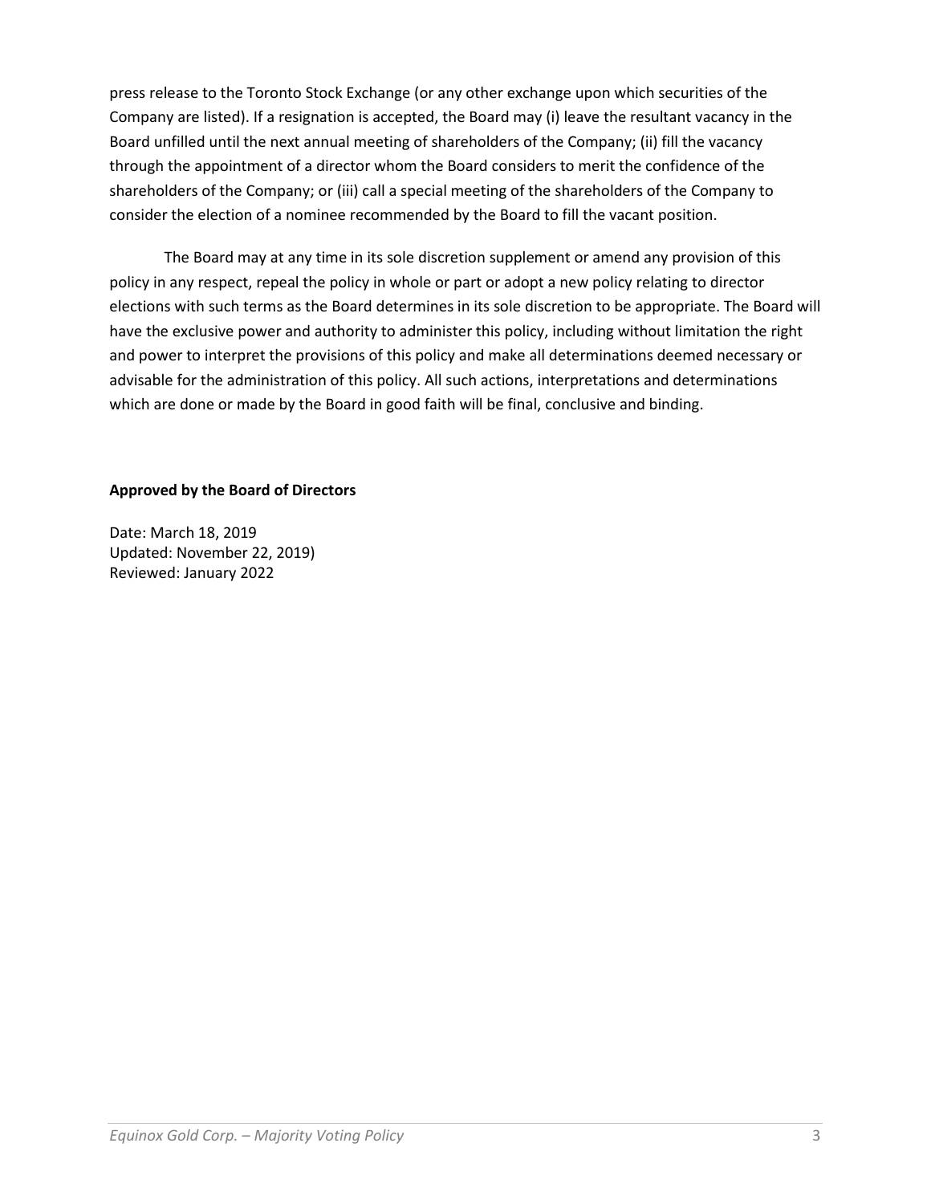press release to the Toronto Stock Exchange (or any other exchange upon which securities of the Company are listed). If a resignation is accepted, the Board may (i) leave the resultant vacancy in the Board unfilled until the next annual meeting of shareholders of the Company; (ii) fill the vacancy through the appointment of a director whom the Board considers to merit the confidence of the shareholders of the Company; or (iii) call a special meeting of the shareholders of the Company to consider the election of a nominee recommended by the Board to fill the vacant position.

The Board may at any time in its sole discretion supplement or amend any provision of this policy in any respect, repeal the policy in whole or part or adopt a new policy relating to director elections with such terms as the Board determines in its sole discretion to be appropriate. The Board will have the exclusive power and authority to administer this policy, including without limitation the right and power to interpret the provisions of this policy and make all determinations deemed necessary or advisable for the administration of this policy. All such actions, interpretations and determinations which are done or made by the Board in good faith will be final, conclusive and binding.

**Approved by the Board of Directors**

Date: March 18, 2019
Updated: November 22, 2019)
Reviewed: January 2022